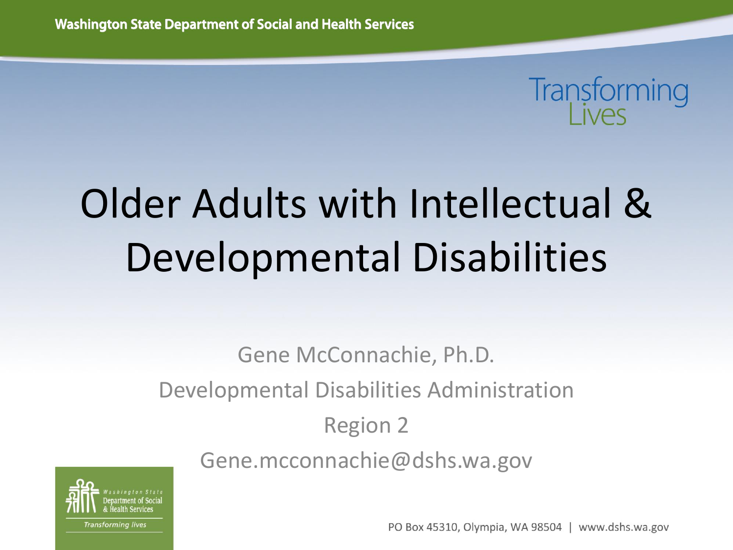# Older Adults with Intellectual & Developmental Disabilities

Gene McConnachie, Ph.D.

Developmental Disabilities Administration

Region 2

Gene.mcconnachie@dshs.wa.gov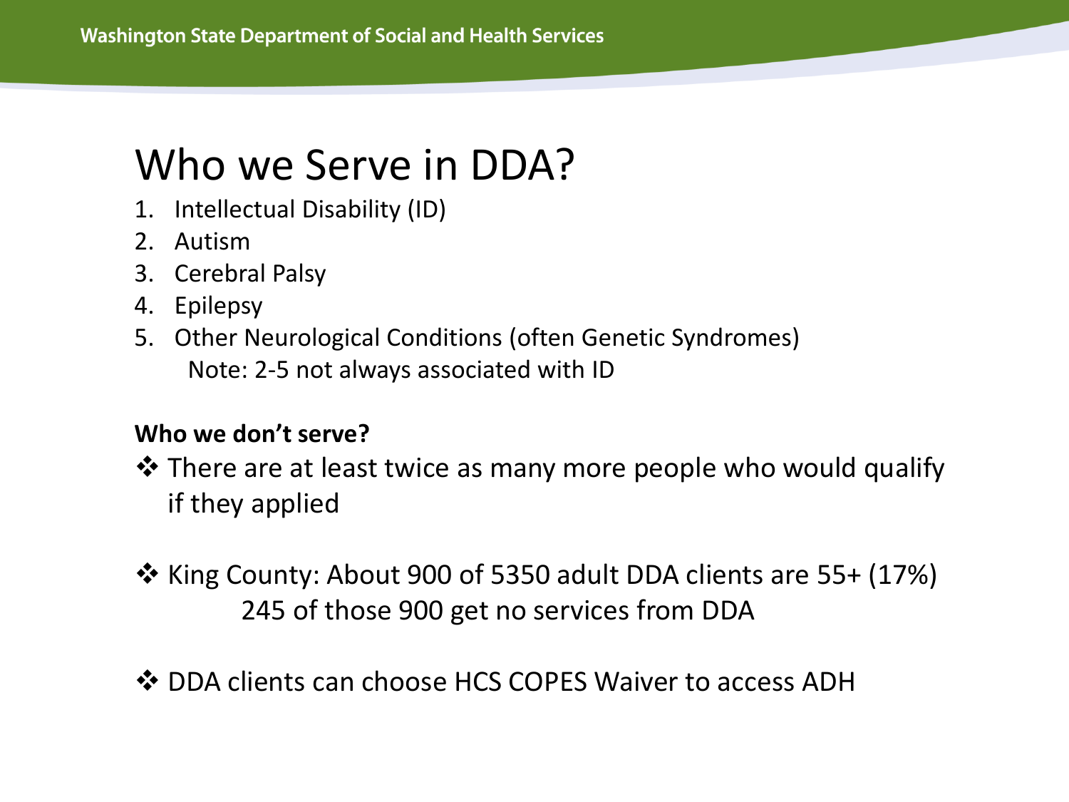# Who we Serve in DDA?

1. Intellectual Disability (ID)
2. Autism
3. Cerebral Palsy
4. Epilepsy
5. Other Neurological Conditions (often Genetic Syndromes)

   Note: 2-5 not always associated with ID

**Who we don't serve?**

- There are at least twice as many more people who would qualify if they applied
- King County: About 900 of 5350 adult DDA clients are 55+ (17%)
  245 of those 900 get no services from DDA
- DDA clients can choose HCS COPES Waiver to access ADH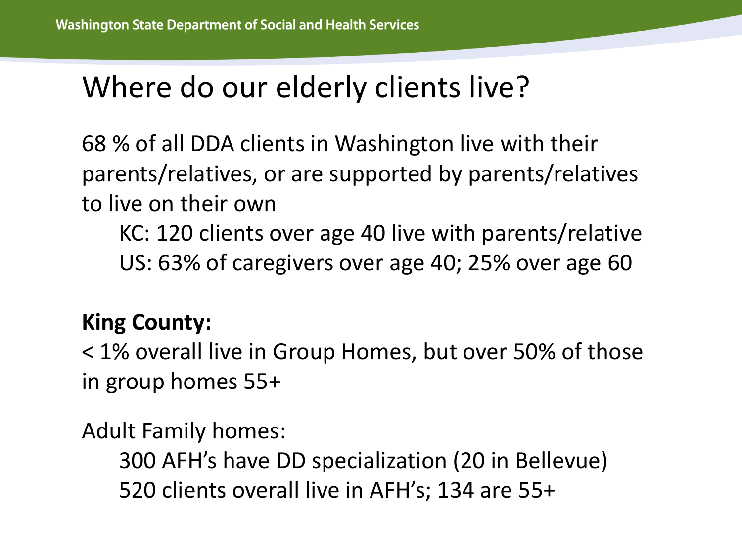# Where do our elderly clients live?

68 % of all DDA clients in Washington live with their parents/relatives, or are supported by parents/relatives to live on their own

- KC: 120 clients over age 40 live with parents/relative
- US: 63% of caregivers over age 40; 25% over age 60

**King County:**

< 1% overall live in Group Homes, but over 50% of those in group homes 55+

Adult Family homes:

- 300 AFH's have DD specialization (20 in Bellevue)
- 520 clients overall live in AFH's; 134 are 55+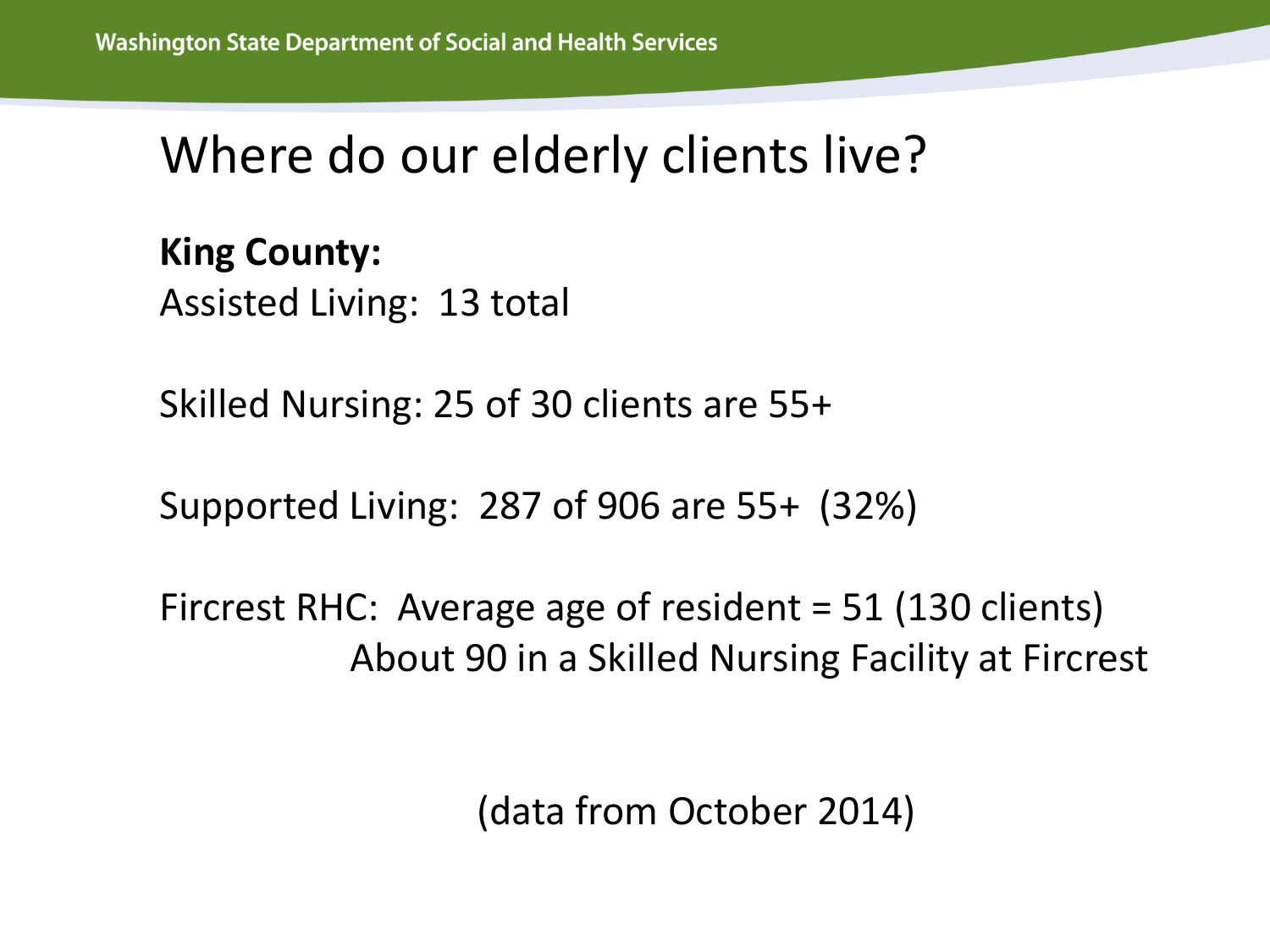# Where do our elderly clients live?

**King County:**

Assisted Living: 13 total

Skilled Nursing: 25 of 30 clients are 55+

Supported Living: 287 of 906 are 55+ (32%)

Fircrest RHC: Average age of resident = 51 (130 clients)
About 90 in a Skilled Nursing Facility at Fircrest

(data from October 2014)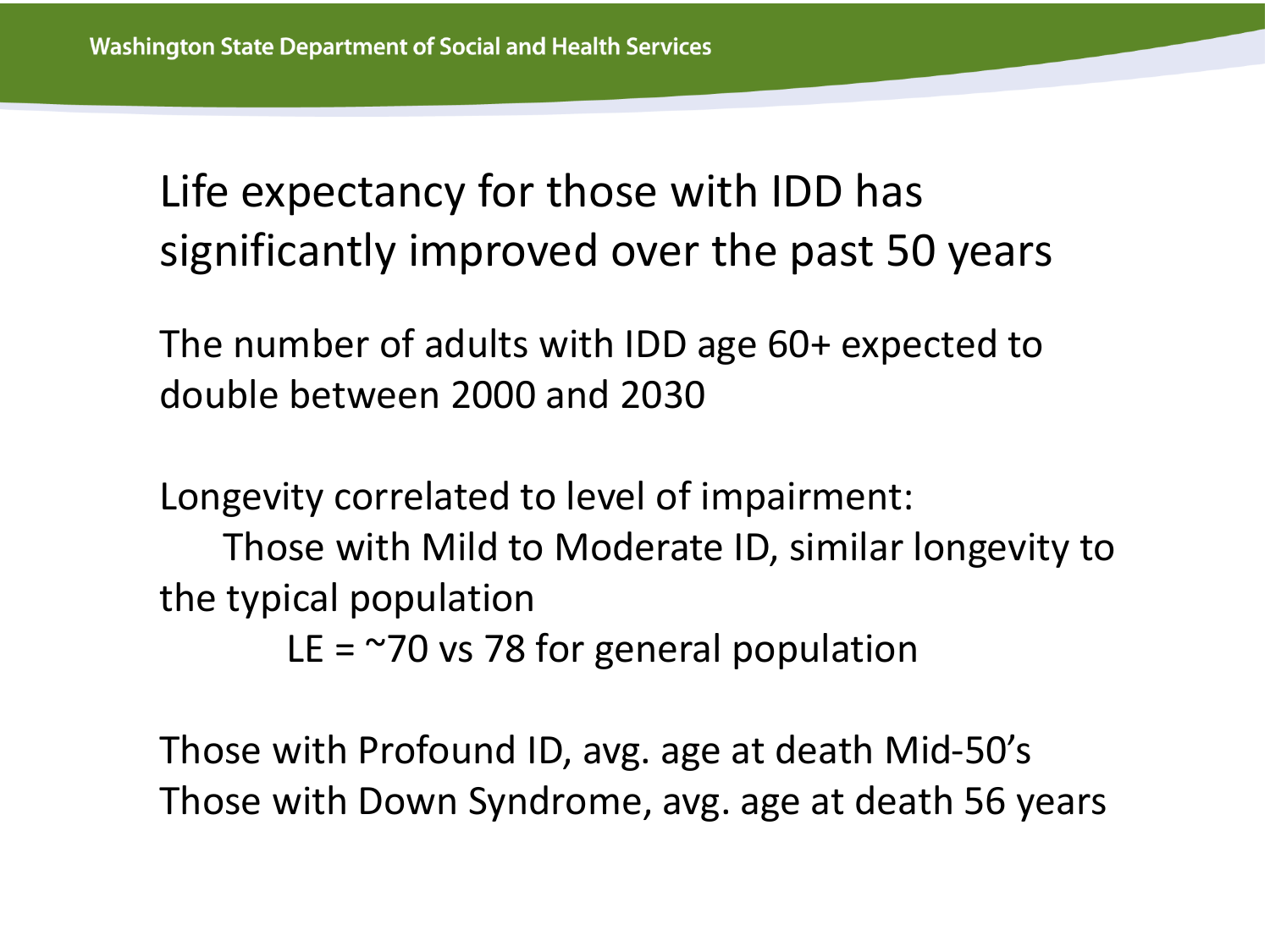# Life expectancy for those with IDD has significantly improved over the past 50 years

The number of adults with IDD age 60+ expected to double between 2000 and 2030

Longevity correlated to level of impairment:

Those with Mild to Moderate ID, similar longevity to the typical population

LE = ~70 vs 78 for general population

Those with Profound ID, avg. age at death Mid-50's

Those with Down Syndrome, avg. age at death 56 years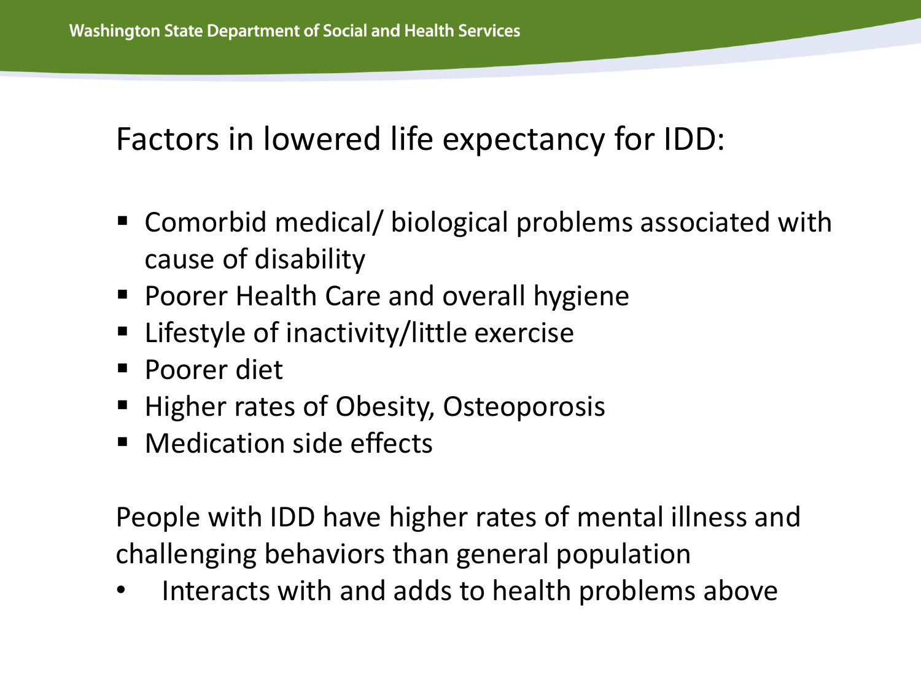## Factors in lowered life expectancy for IDD:

- Comorbid medical/ biological problems associated with cause of disability
- Poorer Health Care and overall hygiene
- Lifestyle of inactivity/little exercise
- Poorer diet
- Higher rates of Obesity, Osteoporosis
- Medication side effects

People with IDD have higher rates of mental illness and challenging behaviors than general population

- Interacts with and adds to health problems above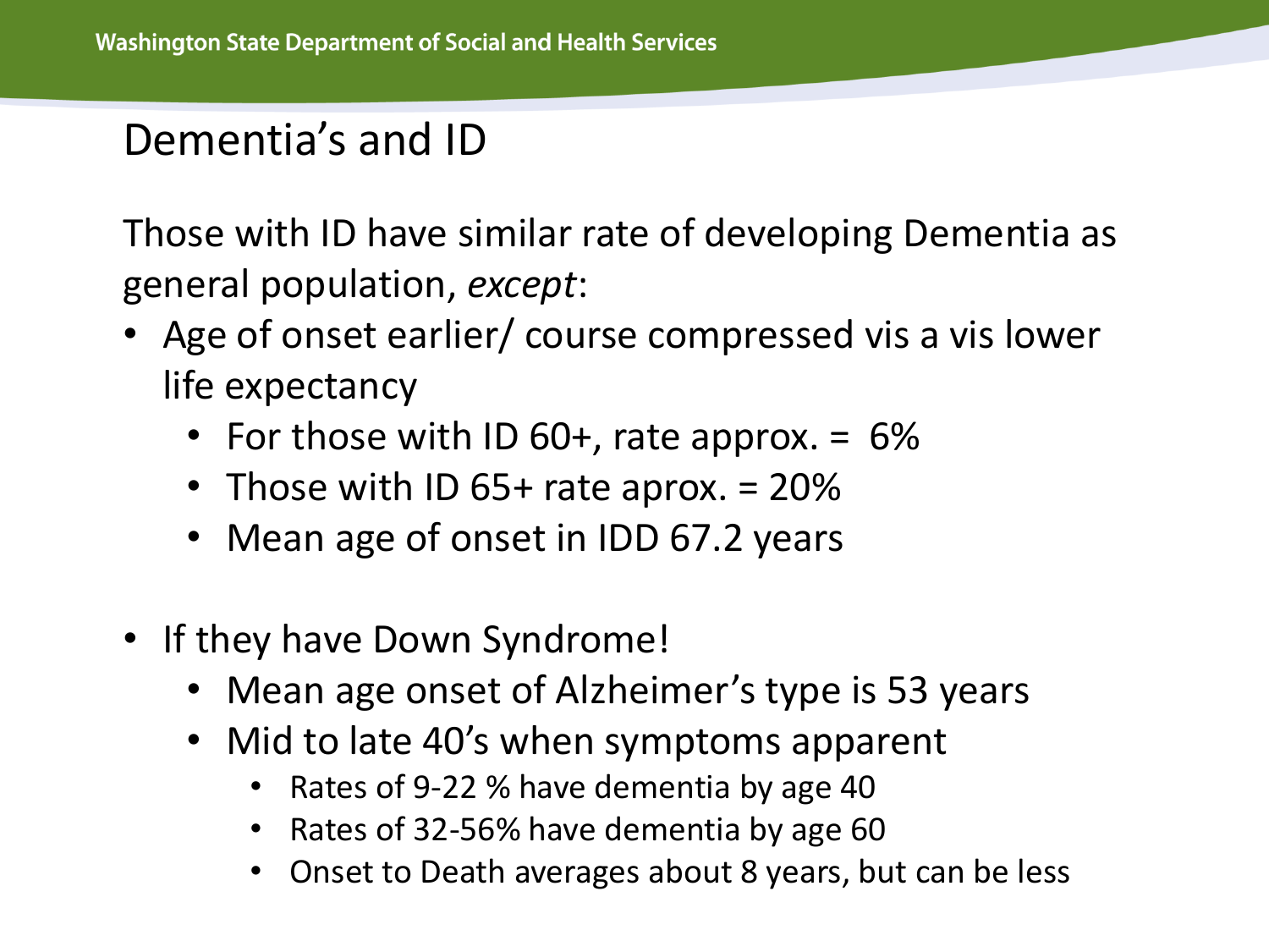# Dementia's and ID

Those with ID have similar rate of developing Dementia as general population, *except*:

- Age of onset earlier/ course compressed vis a vis lower life expectancy
  - For those with ID 60+, rate approx. = 6%
  - Those with ID 65+ rate aprox. = 20%
  - Mean age of onset in IDD 67.2 years

- If they have Down Syndrome!
  - Mean age onset of Alzheimer's type is 53 years
  - Mid to late 40's when symptoms apparent
    - Rates of 9-22 % have dementia by age 40
    - Rates of 32-56% have dementia by age 60
    - Onset to Death averages about 8 years, but can be less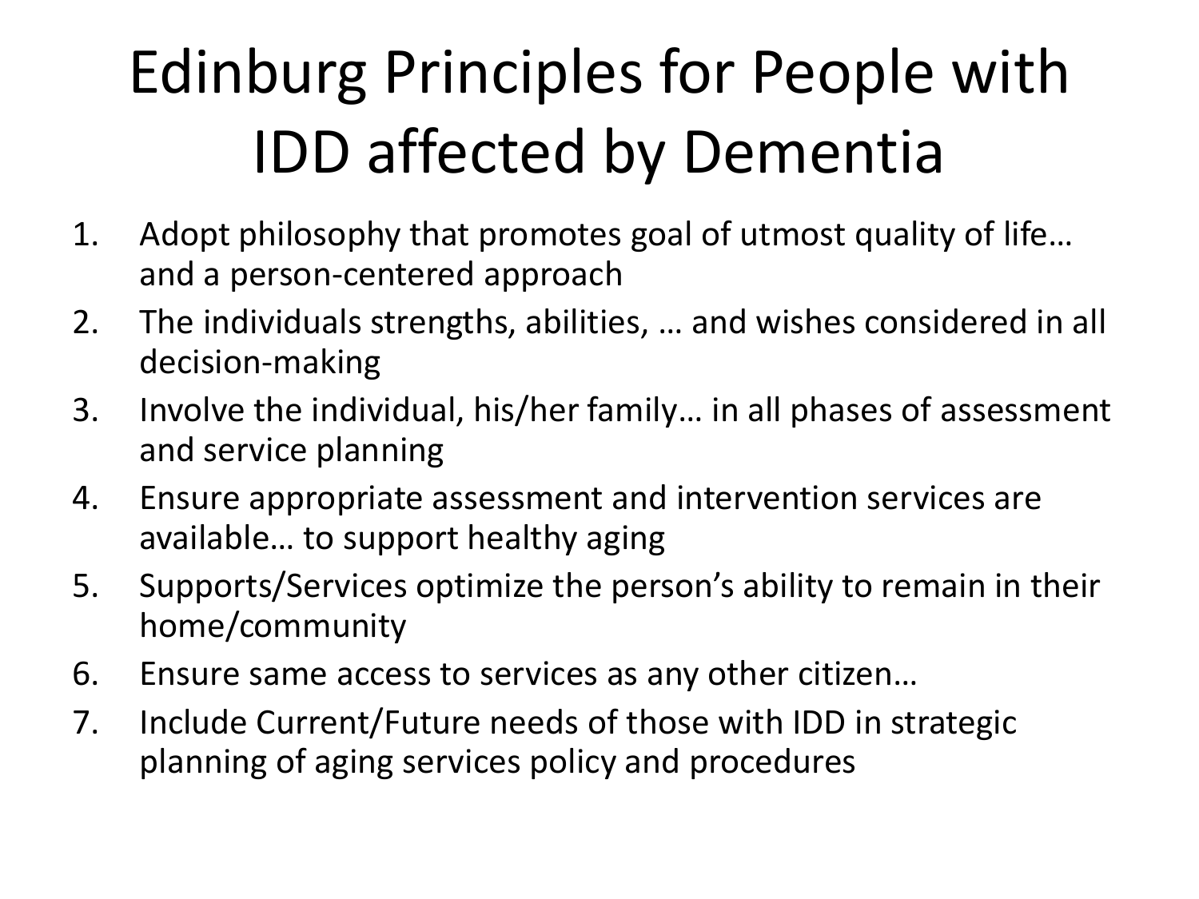# Edinburg Principles for People with IDD affected by Dementia

1. Adopt philosophy that promotes goal of utmost quality of life… and a person-centered approach
2. The individuals strengths, abilities, … and wishes considered in all decision-making
3. Involve the individual, his/her family… in all phases of assessment and service planning
4. Ensure appropriate assessment and intervention services are available… to support healthy aging
5. Supports/Services optimize the person's ability to remain in their home/community
6. Ensure same access to services as any other citizen…
7. Include Current/Future needs of those with IDD in strategic planning of aging services policy and procedures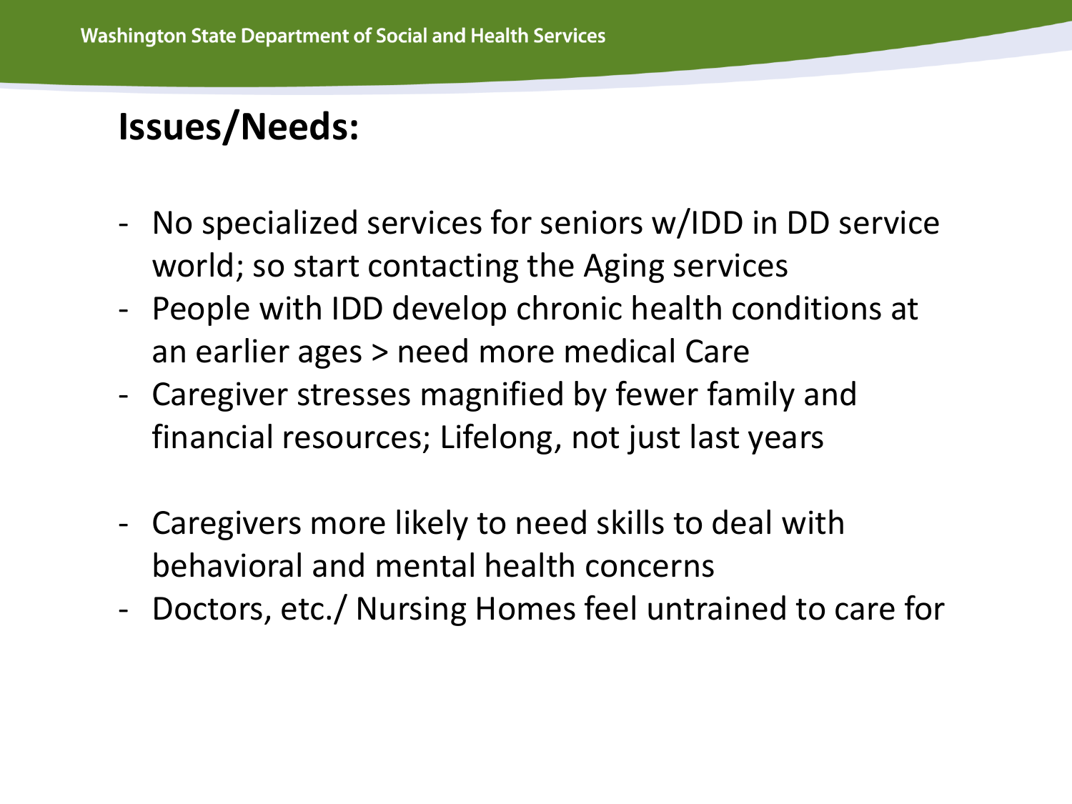## Issues/Needs:

- No specialized services for seniors w/IDD in DD service world; so start contacting the Aging services
- People with IDD develop chronic health conditions at an earlier ages > need more medical Care
- Caregiver stresses magnified by fewer family and financial resources; Lifelong, not just last years

- Caregivers more likely to need skills to deal with behavioral and mental health concerns
- Doctors, etc./ Nursing Homes feel untrained to care for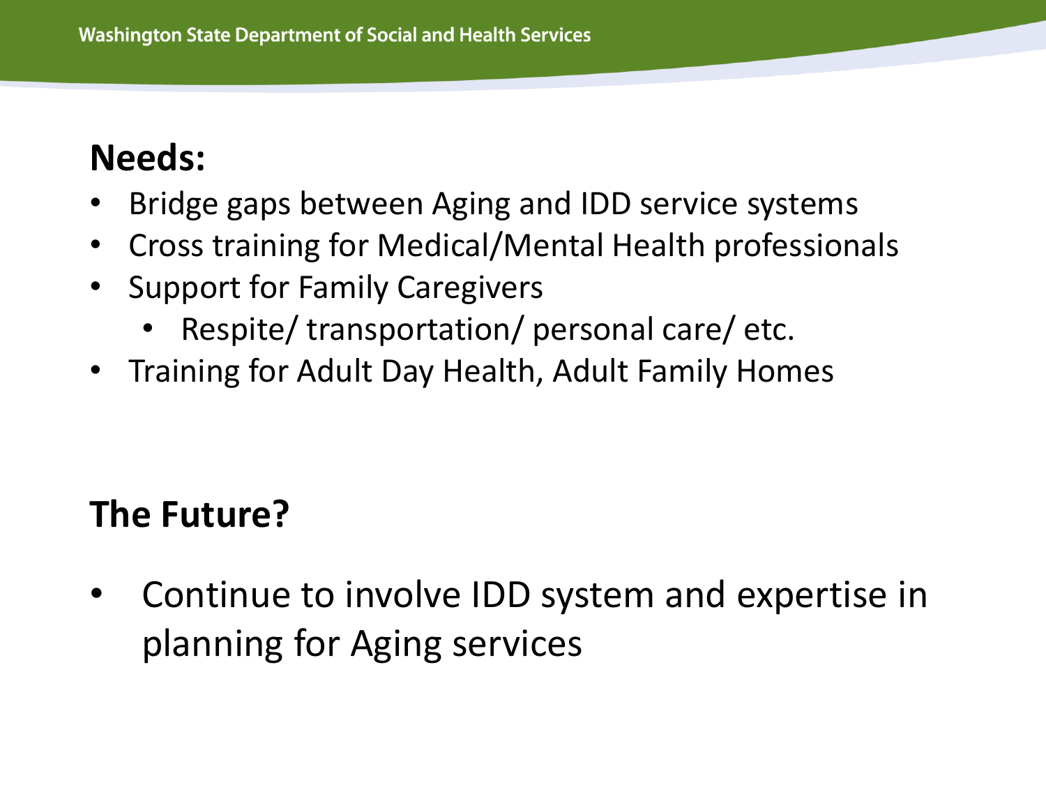## Needs:

- Bridge gaps between Aging and IDD service systems
- Cross training for Medical/Mental Health professionals
- Support for Family Caregivers
  - Respite/ transportation/ personal care/ etc.
- Training for Adult Day Health, Adult Family Homes

## The Future?

- Continue to involve IDD system and expertise in planning for Aging services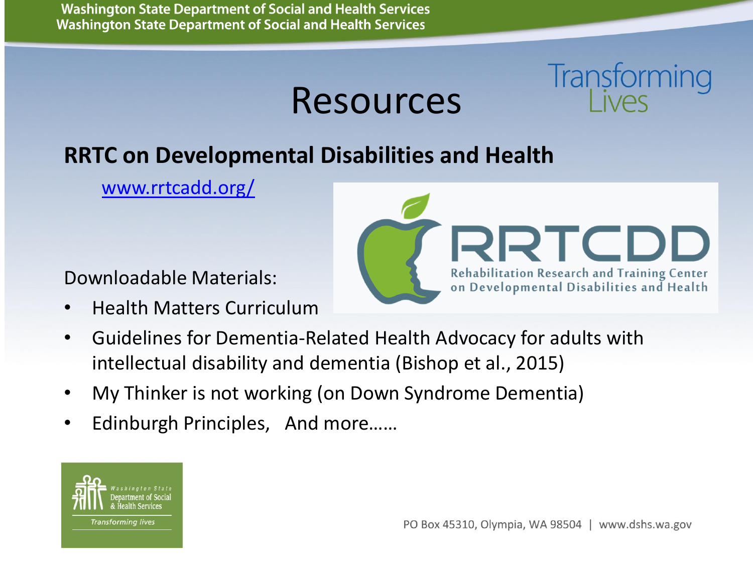# Resources

## RRTC on Developmental Disabilities and Health

[www.rrtcadd.org/](www.rrtcadd.org/)

Downloadable Materials:

- Health Matters Curriculum
- Guidelines for Dementia-Related Health Advocacy for adults with intellectual disability and dementia (Bishop et al., 2015)
- My Thinker is not working (on Down Syndrome Dementia)
- Edinburgh Principles, And more……

PO Box 45310, Olympia, WA 98504 | www.dshs.wa.gov